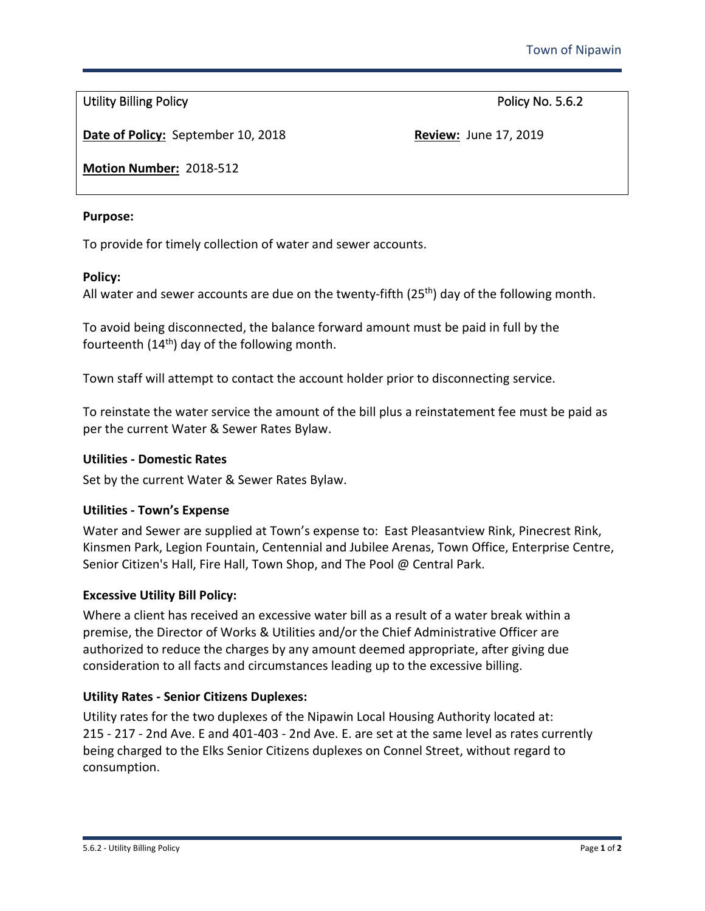Utility Billing Policy | Policy No. 5.6.2

**Date of Policy:** September 10, 2018 | **Review:** June 17, 2019

**Motion Number:** 2018-512

**Purpose:**

To provide for timely collection of water and sewer accounts.

**Policy:**

All water and sewer accounts are due on the twenty-fifth (25th) day of the following month.

To avoid being disconnected, the balance forward amount must be paid in full by the fourteenth (14th) day of the following month.

Town staff will attempt to contact the account holder prior to disconnecting service.

To reinstate the water service the amount of the bill plus a reinstatement fee must be paid as per the current Water & Sewer Rates Bylaw.

**Utilities - Domestic Rates**

Set by the current Water & Sewer Rates Bylaw.

**Utilities - Town's Expense**

Water and Sewer are supplied at Town's expense to: East Pleasantview Rink, Pinecrest Rink, Kinsmen Park, Legion Fountain, Centennial and Jubilee Arenas, Town Office, Enterprise Centre, Senior Citizen's Hall, Fire Hall, Town Shop, and The Pool @ Central Park.

**Excessive Utility Bill Policy:**

Where a client has received an excessive water bill as a result of a water break within a premise, the Director of Works & Utilities and/or the Chief Administrative Officer are authorized to reduce the charges by any amount deemed appropriate, after giving due consideration to all facts and circumstances leading up to the excessive billing.

**Utility Rates - Senior Citizens Duplexes:**

Utility rates for the two duplexes of the Nipawin Local Housing Authority located at: 215 - 217 - 2nd Ave. E and 401-403 - 2nd Ave. E. are set at the same level as rates currently being charged to the Elks Senior Citizens duplexes on Connel Street, without regard to consumption.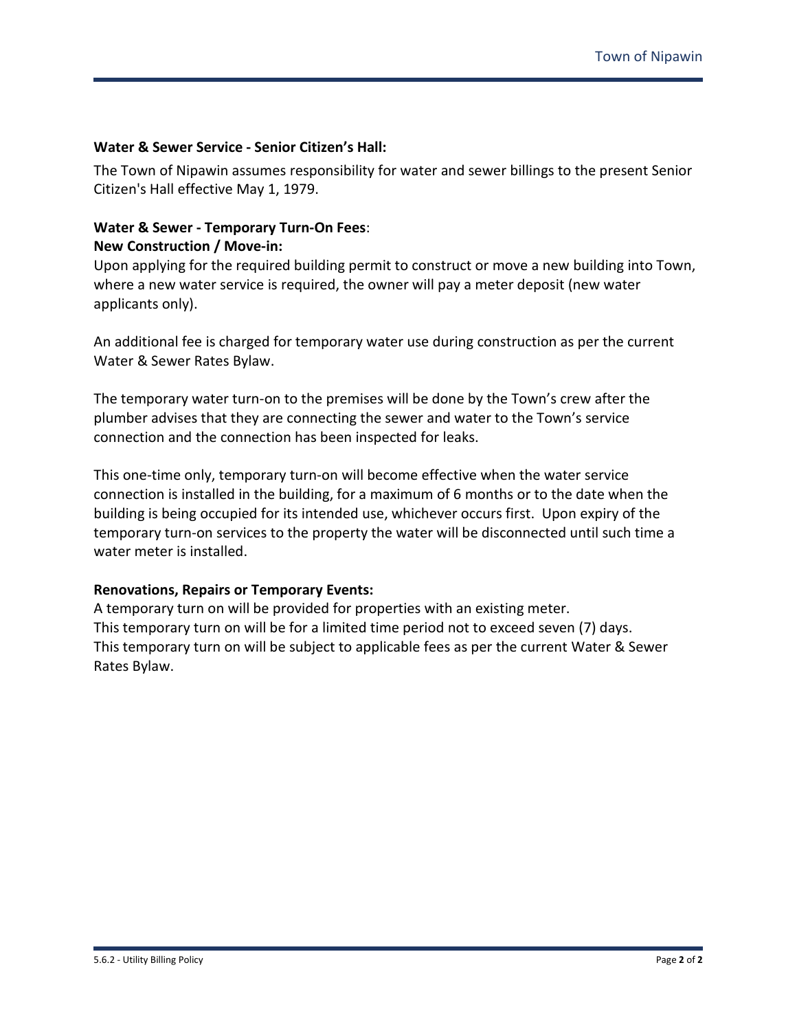**Water & Sewer Service - Senior Citizen's Hall:**

The Town of Nipawin assumes responsibility for water and sewer billings to the present Senior Citizen's Hall effective May 1, 1979.

**Water & Sewer - Temporary Turn-On Fees**:

**New Construction / Move-in:**

Upon applying for the required building permit to construct or move a new building into Town, where a new water service is required, the owner will pay a meter deposit (new water applicants only).

An additional fee is charged for temporary water use during construction as per the current Water & Sewer Rates Bylaw.

The temporary water turn-on to the premises will be done by the Town's crew after the plumber advises that they are connecting the sewer and water to the Town's service connection and the connection has been inspected for leaks.

This one-time only, temporary turn-on will become effective when the water service connection is installed in the building, for a maximum of 6 months or to the date when the building is being occupied for its intended use, whichever occurs first. Upon expiry of the temporary turn-on services to the property the water will be disconnected until such time a water meter is installed.

**Renovations, Repairs or Temporary Events:**

A temporary turn on will be provided for properties with an existing meter.
This temporary turn on will be for a limited time period not to exceed seven (7) days.
This temporary turn on will be subject to applicable fees as per the current Water & Sewer Rates Bylaw.